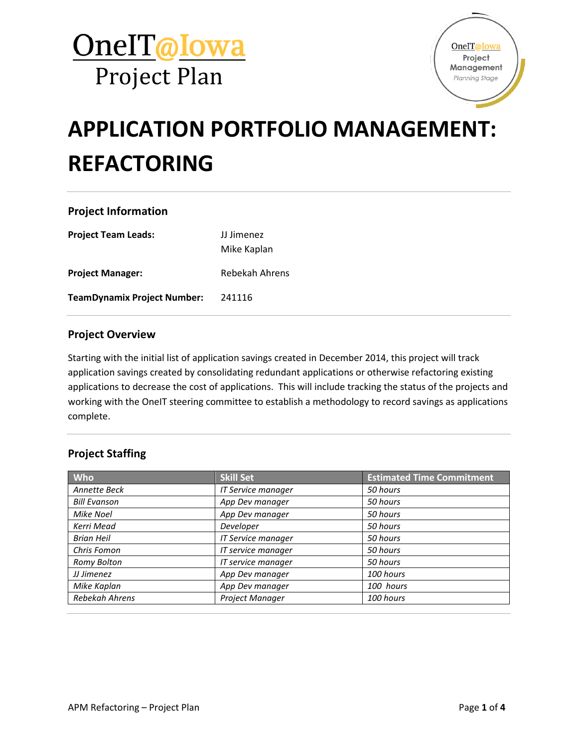# OneIT@Iowa Project Plan

# APPLICATION PORTFOLIO MANAGEMENT: REFACTORING

## Project Information

**Project Team Leads:** JJ Jimenez
Mike Kaplan

**Project Manager:** Rebekah Ahrens

**TeamDynamix Project Number:** 241116

## Project Overview

Starting with the initial list of application savings created in December 2014, this project will track application savings created by consolidating redundant applications or otherwise refactoring existing applications to decrease the cost of applications. This will include tracking the status of the projects and working with the OneIT steering committee to establish a methodology to record savings as applications complete.

## Project Staffing

| Who | Skill Set | Estimated Time Commitment |
|---|---|---|
| *Annette Beck* | *IT Service manager* | *50 hours* |
| *Bill Evanson* | *App Dev manager* | *50 hours* |
| *Mike Noel* | *App Dev manager* | *50 hours* |
| *Kerri Mead* | *Developer* | *50 hours* |
| *Brian Heil* | *IT Service manager* | *50 hours* |
| *Chris Fomon* | *IT service manager* | *50 hours* |
| *Romy Bolton* | *IT service manager* | *50 hours* |
| *JJ Jimenez* | *App Dev manager* | *100 hours* |
| *Mike Kaplan* | *App Dev manager* | *100 hours* |
| *Rebekah Ahrens* | *Project Manager* | *100 hours* |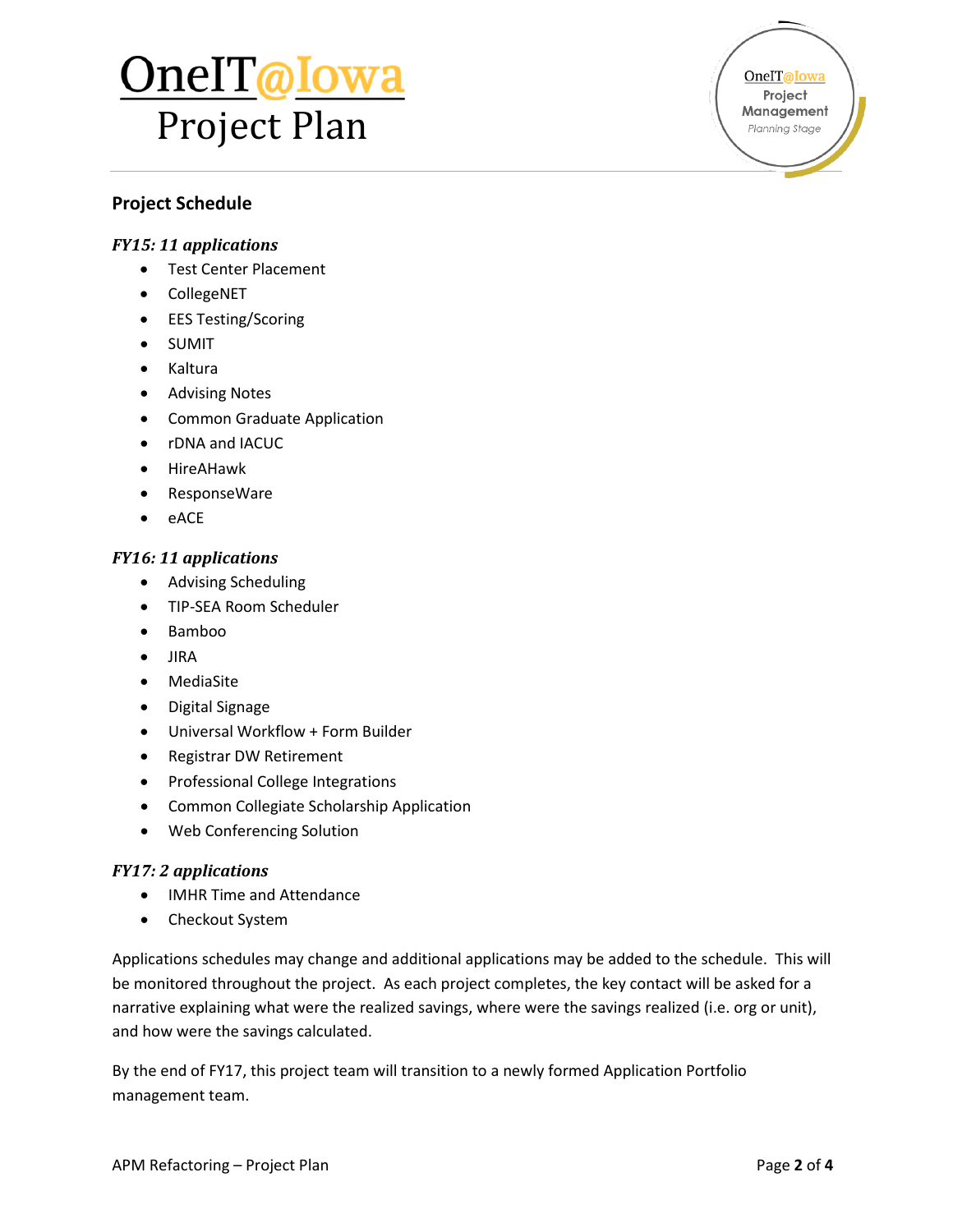## Project Schedule

### *FY15: 11 applications*

- Test Center Placement
- CollegeNET
- EES Testing/Scoring
- SUMIT
- Kaltura
- Advising Notes
- Common Graduate Application
- rDNA and IACUC
- HireAHawk
- ResponseWare
- eACE

### *FY16: 11 applications*

- Advising Scheduling
- TIP-SEA Room Scheduler
- Bamboo
- JIRA
- MediaSite
- Digital Signage
- Universal Workflow + Form Builder
- Registrar DW Retirement
- Professional College Integrations
- Common Collegiate Scholarship Application
- Web Conferencing Solution

### *FY17: 2 applications*

- IMHR Time and Attendance
- Checkout System

Applications schedules may change and additional applications may be added to the schedule. This will be monitored throughout the project. As each project completes, the key contact will be asked for a narrative explaining what were the realized savings, where were the savings realized (i.e. org or unit), and how were the savings calculated.

By the end of FY17, this project team will transition to a newly formed Application Portfolio management team.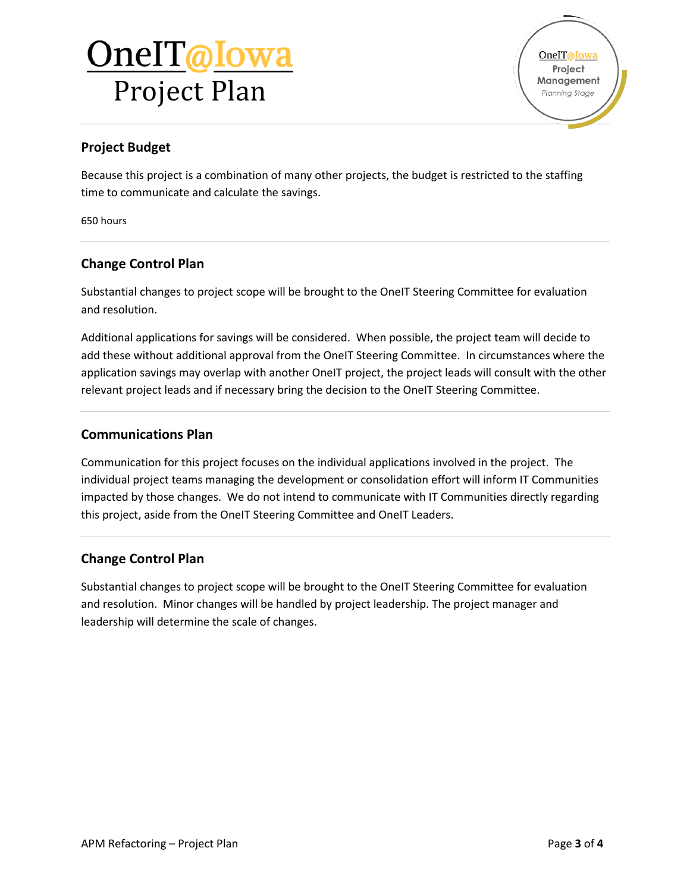## Project Budget

Because this project is a combination of many other projects, the budget is restricted to the staffing time to communicate and calculate the savings.

650 hours

## Change Control Plan

Substantial changes to project scope will be brought to the OneIT Steering Committee for evaluation and resolution.

Additional applications for savings will be considered. When possible, the project team will decide to add these without additional approval from the OneIT Steering Committee. In circumstances where the application savings may overlap with another OneIT project, the project leads will consult with the other relevant project leads and if necessary bring the decision to the OneIT Steering Committee.

## Communications Plan

Communication for this project focuses on the individual applications involved in the project. The individual project teams managing the development or consolidation effort will inform IT Communities impacted by those changes. We do not intend to communicate with IT Communities directly regarding this project, aside from the OneIT Steering Committee and OneIT Leaders.

## Change Control Plan

Substantial changes to project scope will be brought to the OneIT Steering Committee for evaluation and resolution. Minor changes will be handled by project leadership. The project manager and leadership will determine the scale of changes.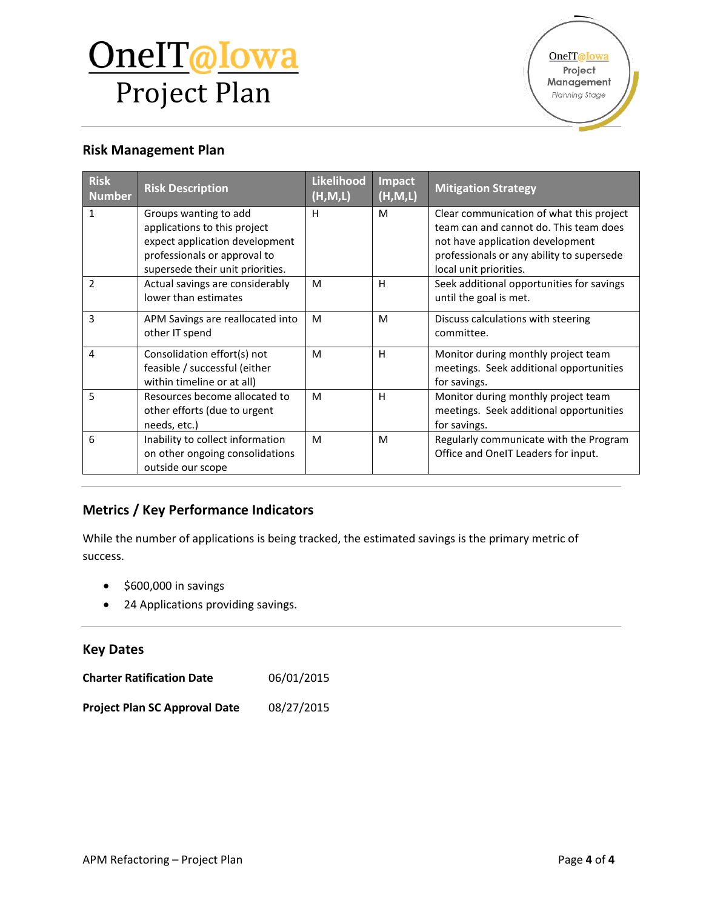# OneIT@Iowa Project Plan

## Risk Management Plan

| Risk Number | Risk Description | Likelihood (H,M,L) | Impact (H,M,L) | Mitigation Strategy |
|---|---|---|---|---|
| 1 | Groups wanting to add applications to this project expect application development professionals or approval to supersede their unit priorities. | H | M | Clear communication of what this project team can and cannot do. This team does not have application development professionals or any ability to supersede local unit priorities. |
| 2 | Actual savings are considerably lower than estimates | M | H | Seek additional opportunities for savings until the goal is met. |
| 3 | APM Savings are reallocated into other IT spend | M | M | Discuss calculations with steering committee. |
| 4 | Consolidation effort(s) not feasible / successful (either within timeline or at all) | M | H | Monitor during monthly project team meetings. Seek additional opportunities for savings. |
| 5 | Resources become allocated to other efforts (due to urgent needs, etc.) | M | H | Monitor during monthly project team meetings. Seek additional opportunities for savings. |
| 6 | Inability to collect information on other ongoing consolidations outside our scope | M | M | Regularly communicate with the Program Office and OneIT Leaders for input. |

## Metrics / Key Performance Indicators

While the number of applications is being tracked, the estimated savings is the primary metric of success.

- $600,000 in savings
- 24 Applications providing savings.

## Key Dates

**Charter Ratification Date** 06/01/2015

**Project Plan SC Approval Date** 08/27/2015